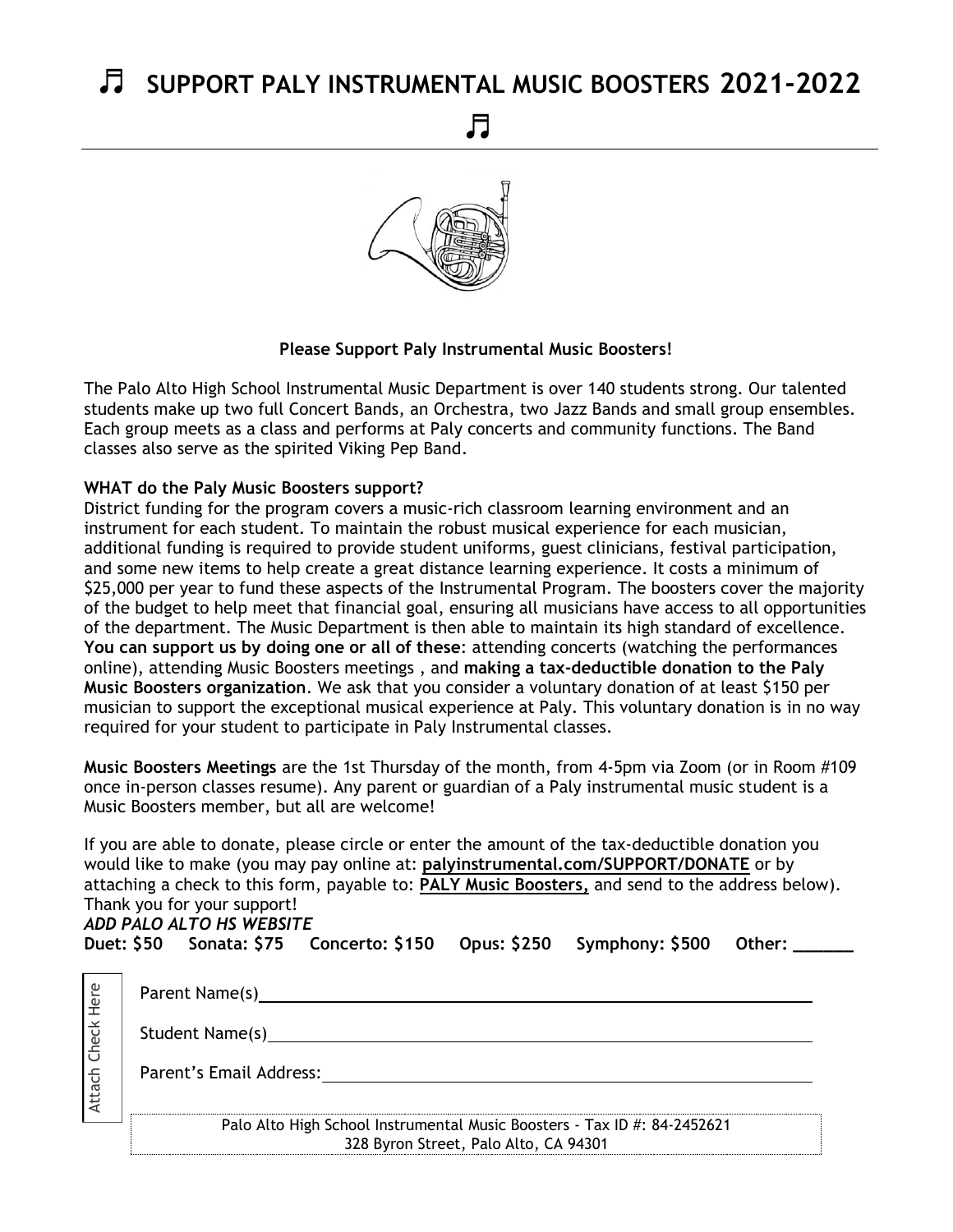# ♬ SUPPORT PALY INSTRUMENTAL MUSIC BOOSTERS 2021-2022 ♬

**Please Support Paly Instrumental Music Boosters!**

The Palo Alto High School Instrumental Music Department is over 140 students strong. Our talented students make up two full Concert Bands, an Orchestra, two Jazz Bands and small group ensembles. Each group meets as a class and performs at Paly concerts and community functions. The Band classes also serve as the spirited Viking Pep Band.

**WHAT do the Paly Music Boosters support?**
District funding for the program covers a music-rich classroom learning environment and an instrument for each student. To maintain the robust musical experience for each musician, additional funding is required to provide student uniforms, guest clinicians, festival participation, and some new items to help create a great distance learning experience. It costs a minimum of $25,000 per year to fund these aspects of the Instrumental Program. The boosters cover the majority of the budget to help meet that financial goal, ensuring all musicians have access to all opportunities of the department. The Music Department is then able to maintain its high standard of excellence. **You can support us by doing one or all of these**: attending concerts (watching the performances online), attending Music Boosters meetings , and **making a tax-deductible donation to the Paly Music Boosters organization**. We ask that you consider a voluntary donation of at least $150 per musician to support the exceptional musical experience at Paly. This voluntary donation is in no way required for your student to participate in Paly Instrumental classes.

**Music Boosters Meetings** are the 1st Thursday of the month, from 4-5pm via Zoom (or in Room #109 once in-person classes resume). Any parent or guardian of a Paly instrumental music student is a Music Boosters member, but all are welcome!

If you are able to donate, please circle or enter the amount of the tax-deductible donation you would like to make (you may pay online at: **palyinstrumental.com/SUPPORT/DONATE** or by attaching a check to this form, payable to: **PALY Music Boosters,** and send to the address below). Thank you for your support!
***ADD PALO ALTO HS WEBSITE***
**Duet: $50 Sonata: $75 Concerto: $150 Opus: $250 Symphony: $500 Other: ______**

Attach Check Here

Parent Name(s)\_\_\_\_\_\_\_\_\_\_\_\_\_\_\_\_\_\_\_\_\_\_\_\_\_\_\_\_\_\_\_\_\_\_\_\_\_\_\_\_

Student Name(s)\_\_\_\_\_\_\_\_\_\_\_\_\_\_\_\_\_\_\_\_\_\_\_\_\_\_\_\_\_\_\_\_\_\_\_\_\_\_\_

Parent's Email Address:\_\_\_\_\_\_\_\_\_\_\_\_\_\_\_\_\_\_\_\_\_\_\_\_\_\_\_\_\_\_\_\_\_\_

Palo Alto High School Instrumental Music Boosters - Tax ID #: 84-2452621
328 Byron Street, Palo Alto, CA 94301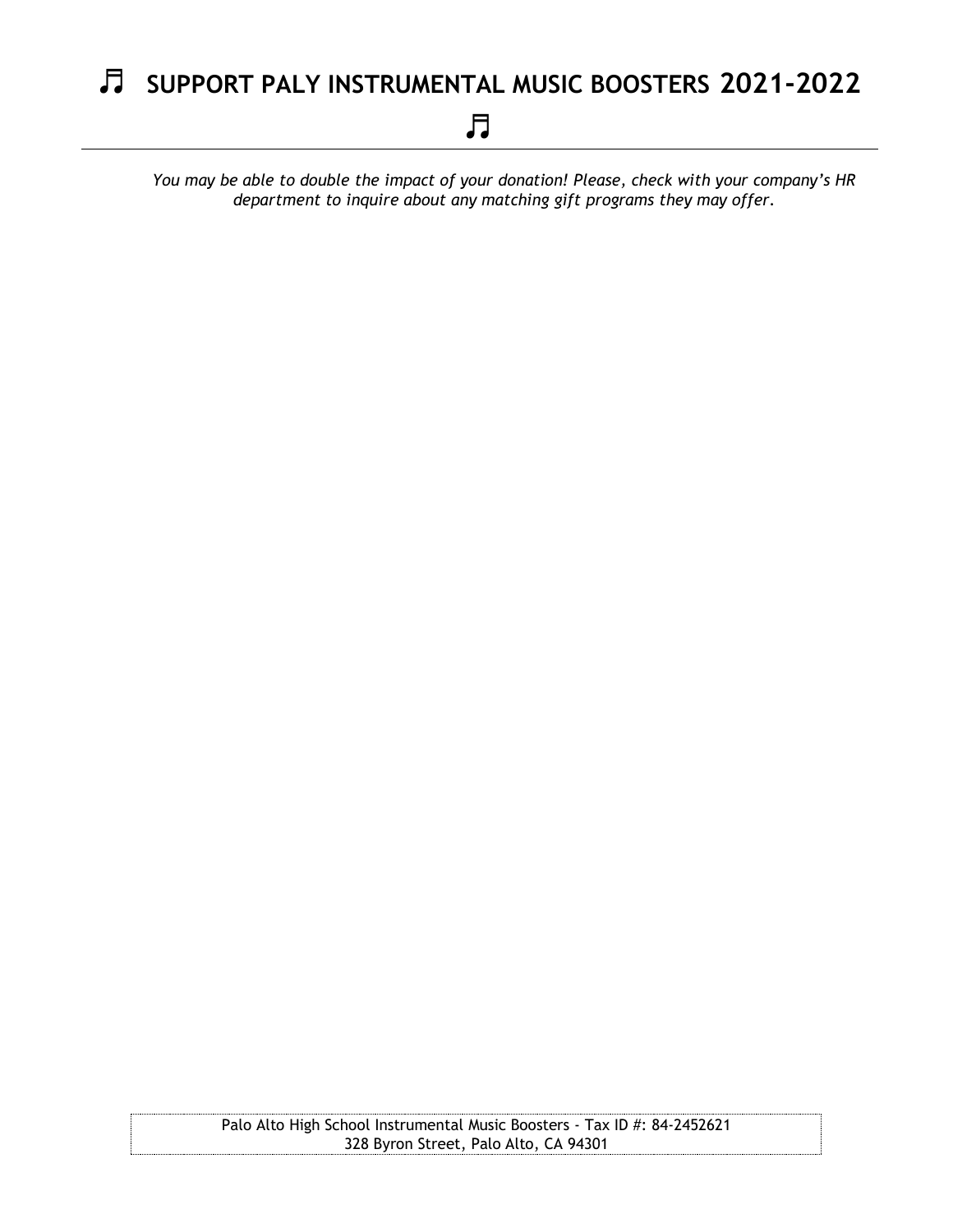# ♬ SUPPORT PALY INSTRUMENTAL MUSIC BOOSTERS 2021-2022 ♬

*You may be able to double the impact of your donation! Please, check with your company's HR department to inquire about any matching gift programs they may offer.*

Palo Alto High School Instrumental Music Boosters - Tax ID #: 84-2452621
328 Byron Street, Palo Alto, CA 94301